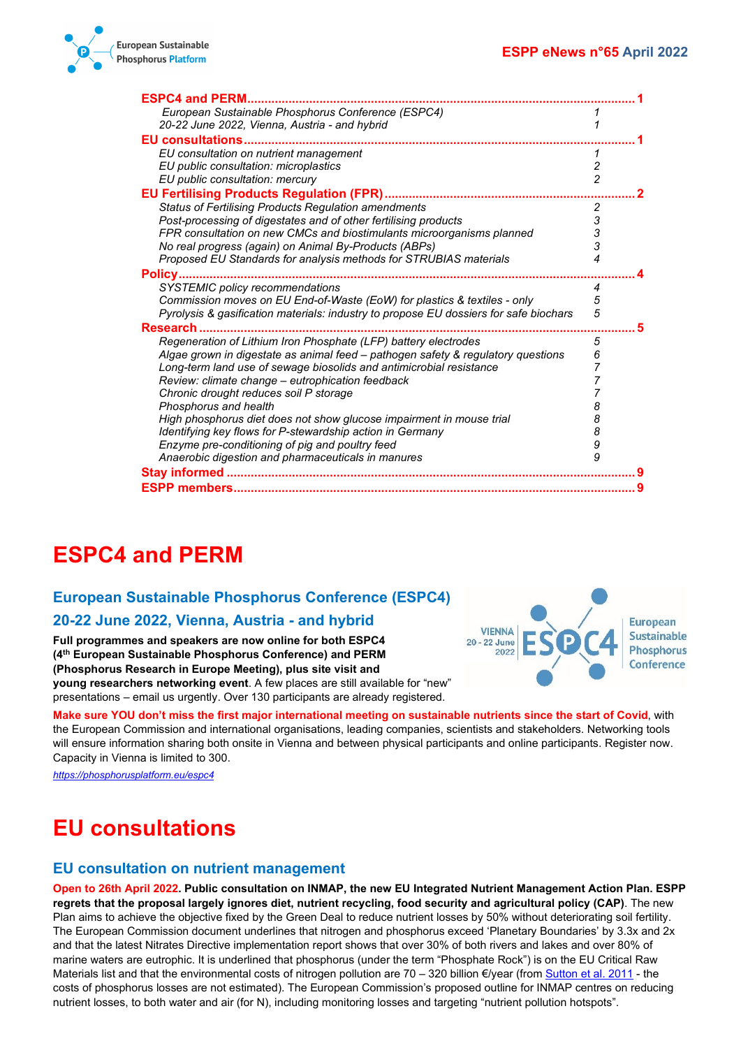| | |
|---|---|
| **ESPC4 and PERM** | **1** |
| *European Sustainable Phosphorus Conference (ESPC4)* | *1* |
| *20-22 June 2022, Vienna, Austria - and hybrid* | *1* |
| **EU consultations** | **1** |
| *EU consultation on nutrient management* | *1* |
| *EU public consultation: microplastics* | *2* |
| *EU public consultation: mercury* | *2* |
| **EU Fertilising Products Regulation (FPR)** | **2** |
| *Status of Fertilising Products Regulation amendments* | *2* |
| *Post-processing of digestates and of other fertilising products* | *3* |
| *FPR consultation on new CMCs and biostimulants microorganisms planned* | *3* |
| *No real progress (again) on Animal By-Products (ABPs)* | *3* |
| *Proposed EU Standards for analysis methods for STRUBIAS materials* | *4* |
| **Policy** | **4** |
| *SYSTEMIC policy recommendations* | *4* |
| *Commission moves on EU End-of-Waste (EoW) for plastics & textiles - only* | *5* |
| *Pyrolysis & gasification materials: industry to propose EU dossiers for safe biochars* | *5* |
| **Research** | **5** |
| *Regeneration of Lithium Iron Phosphate (LFP) battery electrodes* | *5* |
| *Algae grown in digestate as animal feed – pathogen safety & regulatory questions* | *6* |
| *Long-term land use of sewage biosolids and antimicrobial resistance* | *7* |
| *Review: climate change – eutrophication feedback* | *7* |
| *Chronic drought reduces soil P storage* | *7* |
| *Phosphorus and health* | *8* |
| *High phosphorus diet does not show glucose impairment in mouse trial* | *8* |
| *Identifying key flows for P-stewardship action in Germany* | *8* |
| *Enzyme pre-conditioning of pig and poultry feed* | *9* |
| *Anaerobic digestion and pharmaceuticals in manures* | *9* |
| **Stay informed** | **9** |
| **ESPP members** | **9** |

# ESPC4 and PERM

## European Sustainable Phosphorus Conference (ESPC4)

## 20-22 June 2022, Vienna, Austria - and hybrid

**Full programmes and speakers are now online for both ESPC4 (4th European Sustainable Phosphorus Conference) and PERM (Phosphorus Research in Europe Meeting), plus site visit and young researchers networking event**. A few places are still available for "new" presentations – email us urgently. Over 130 participants are already registered.

**Make sure YOU don't miss the first major international meeting on sustainable nutrients since the start of Covid**, with the European Commission and international organisations, leading companies, scientists and stakeholders. Networking tools will ensure information sharing both onsite in Vienna and between physical participants and online participants. Register now. Capacity in Vienna is limited to 300.

*https://phosphorusplatform.eu/espc4*

# EU consultations

## EU consultation on nutrient management

**Open to 26th April 2022. Public consultation on INMAP, the new EU Integrated Nutrient Management Action Plan. ESPP regrets that the proposal largely ignores diet, nutrient recycling, food security and agricultural policy (CAP)**. The new Plan aims to achieve the objective fixed by the Green Deal to reduce nutrient losses by 50% without deteriorating soil fertility. The European Commission document underlines that nitrogen and phosphorus exceed 'Planetary Boundaries' by 3.3x and 2x and that the latest Nitrates Directive implementation report shows that over 30% of both rivers and lakes and over 80% of marine waters are eutrophic. It is underlined that phosphorus (under the term "Phosphate Rock") is on the EU Critical Raw Materials list and that the environmental costs of nitrogen pollution are 70 – 320 billion €/year (from Sutton et al. 2011 - the costs of phosphorus losses are not estimated). The European Commission's proposed outline for INMAP centres on reducing nutrient losses, to both water and air (for N), including monitoring losses and targeting "nutrient pollution hotspots".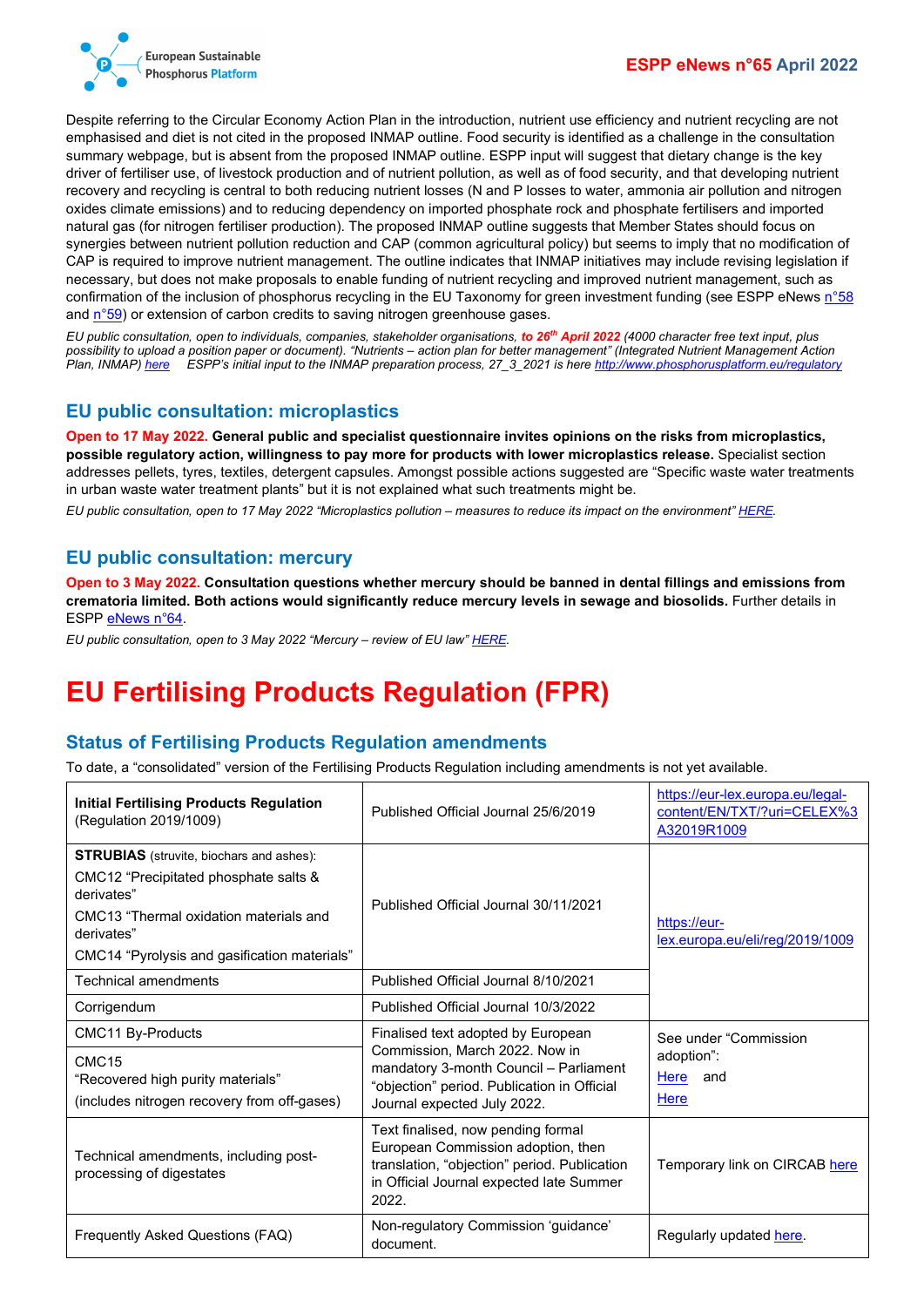Despite referring to the Circular Economy Action Plan in the introduction, nutrient use efficiency and nutrient recycling are not emphasised and diet is not cited in the proposed INMAP outline. Food security is identified as a challenge in the consultation summary webpage, but is absent from the proposed INMAP outline. ESPP input will suggest that dietary change is the key driver of fertiliser use, of livestock production and of nutrient pollution, as well as of food security, and that developing nutrient recovery and recycling is central to both reducing nutrient losses (N and P losses to water, ammonia air pollution and nitrogen oxides climate emissions) and to reducing dependency on imported phosphate rock and phosphate fertilisers and imported natural gas (for nitrogen fertiliser production). The proposed INMAP outline suggests that Member States should focus on synergies between nutrient pollution reduction and CAP (common agricultural policy) but seems to imply that no modification of CAP is required to improve nutrient management. The outline indicates that INMAP initiatives may include revising legislation if necessary, but does not make proposals to enable funding of nutrient recycling and improved nutrient management, such as confirmation of the inclusion of phosphorus recycling in the EU Taxonomy for green investment funding (see ESPP eNews n°58 and n°59) or extension of carbon credits to saving nitrogen greenhouse gases.

*EU public consultation, open to individuals, companies, stakeholder organisations, **to 26th April 2022** (4000 character free text input, plus possibility to upload a position paper or document). "Nutrients – action plan for better management" (Integrated Nutrient Management Action Plan, INMAP) here ESPP's initial input to the INMAP preparation process, 27_3_2021 is here http://www.phosphorusplatform.eu/regulatory*

## EU public consultation: microplastics

**Open to 17 May 2022. General public and specialist questionnaire invites opinions on the risks from microplastics, possible regulatory action, willingness to pay more for products with lower microplastics release.** Specialist section addresses pellets, tyres, textiles, detergent capsules. Amongst possible actions suggested are "Specific waste water treatments in urban waste water treatment plants" but it is not explained what such treatments might be.

*EU public consultation, open to 17 May 2022 "Microplastics pollution – measures to reduce its impact on the environment" HERE.*

## EU public consultation: mercury

**Open to 3 May 2022. Consultation questions whether mercury should be banned in dental fillings and emissions from crematoria limited. Both actions would significantly reduce mercury levels in sewage and biosolids.** Further details in ESPP eNews n°64.

*EU public consultation, open to 3 May 2022 "Mercury – review of EU law" HERE.*

# EU Fertilising Products Regulation (FPR)

## Status of Fertilising Products Regulation amendments

To date, a "consolidated" version of the Fertilising Products Regulation including amendments is not yet available.

| | | |
|---|---|---|
| **Initial Fertilising Products Regulation** (Regulation 2019/1009) | Published Official Journal 25/6/2019 | https://eur-lex.europa.eu/legal-content/EN/TXT/?uri=CELEX%3A32019R1009 |
| **STRUBIAS** (struvite, biochars and ashes): CMC12 "Precipitated phosphate salts & derivates" CMC13 "Thermal oxidation materials and derivates" CMC14 "Pyrolysis and gasification materials" | Published Official Journal 30/11/2021 | https://eur-lex.europa.eu/eli/reg/2019/1009 |
| Technical amendments | Published Official Journal 8/10/2021 | |
| Corrigendum | Published Official Journal 10/3/2022 | |
| CMC11 By-Products | Finalised text adopted by European Commission, March 2022. Now in mandatory 3-month Council – Parliament "objection" period. Publication in Official Journal expected July 2022. | See under "Commission adoption": Here and Here |
| CMC15 "Recovered high purity materials" (includes nitrogen recovery from off-gases) | | |
| Technical amendments, including post-processing of digestates | Text finalised, now pending formal European Commission adoption, then translation, "objection" period. Publication in Official Journal expected late Summer 2022. | Temporary link on CIRCAB here |
| Frequently Asked Questions (FAQ) | Non-regulatory Commission 'guidance' document. | Regularly updated here. |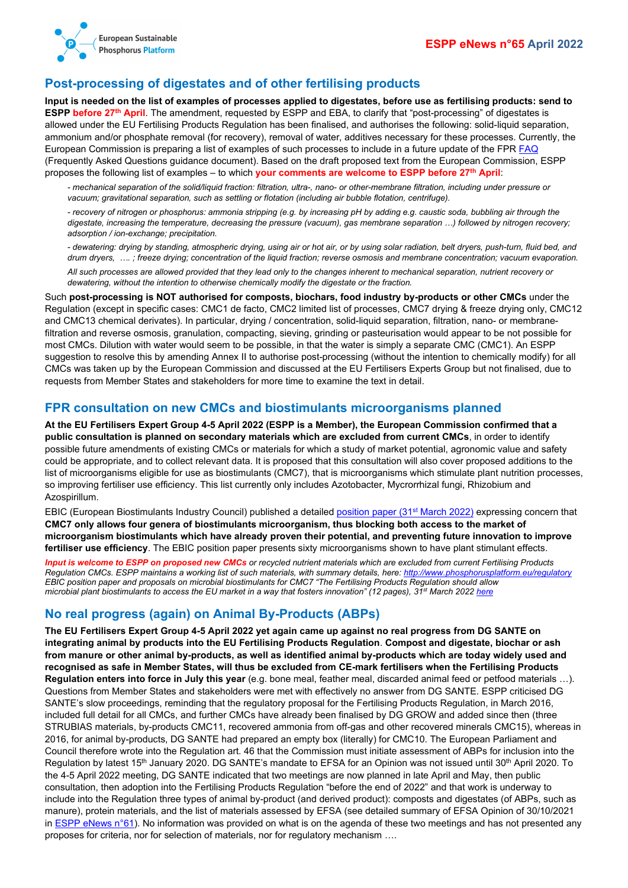## Post-processing of digestates and of other fertilising products

**Input is needed on the list of examples of processes applied to digestates, before use as fertilising products: send to ESPP before 27th April**. The amendment, requested by ESPP and EBA, to clarify that "post-processing" of digestates is allowed under the EU Fertilising Products Regulation has been finalised, and authorises the following: solid-liquid separation, ammonium and/or phosphate removal (for recovery), removal of water, additives necessary for these processes. Currently, the European Commission is preparing a list of examples of such processes to include in a future update of the FPR [FAQ](FAQ) (Frequently Asked Questions guidance document). Based on the draft proposed text from the European Commission, ESPP proposes the following list of examples – to which **your comments are welcome to ESPP before 27th April**:

*- mechanical separation of the solid/liquid fraction: filtration, ultra-, nano- or other-membrane filtration, including under pressure or vacuum; gravitational separation, such as settling or flotation (including air bubble flotation, centrifuge).*

*- recovery of nitrogen or phosphorus: ammonia stripping (e.g. by increasing pH by adding e.g. caustic soda, bubbling air through the digestate, increasing the temperature, decreasing the pressure (vacuum), gas membrane separation …) followed by nitrogen recovery; adsorption / ion-exchange; precipitation.*

*- dewatering: drying by standing, atmospheric drying, using air or hot air, or by using solar radiation, belt dryers, push-turn, fluid bed, and drum dryers, …. ; freeze drying; concentration of the liquid fraction; reverse osmosis and membrane concentration; vacuum evaporation.*

*All such processes are allowed provided that they lead only to the changes inherent to mechanical separation, nutrient recovery or dewatering, without the intention to otherwise chemically modify the digestate or the fraction.*

Such **post-processing is NOT authorised for composts, biochars, food industry by-products or other CMCs** under the Regulation (except in specific cases: CMC1 de facto, CMC2 limited list of processes, CMC7 drying & freeze drying only, CMC12 and CMC13 chemical derivates). In particular, drying / concentration, solid-liquid separation, filtration, nano- or membrane-filtration and reverse osmosis, granulation, compacting, sieving, grinding or pasteurisation would appear to be not possible for most CMCs. Dilution with water would seem to be possible, in that the water is simply a separate CMC (CMC1). An ESPP suggestion to resolve this by amending Annex II to authorise post-processing (without the intention to chemically modify) for all CMCs was taken up by the European Commission and discussed at the EU Fertilisers Experts Group but not finalised, due to requests from Member States and stakeholders for more time to examine the text in detail.

## FPR consultation on new CMCs and biostimulants microorganisms planned

**At the EU Fertilisers Expert Group 4-5 April 2022 (ESPP is a Member), the European Commission confirmed that a public consultation is planned on secondary materials which are excluded from current CMCs**, in order to identify possible future amendments of existing CMCs or materials for which a study of market potential, agronomic value and safety could be appropriate, and to collect relevant data. It is proposed that this consultation will also cover proposed additions to the list of microorganisms eligible for use as biostimulants (CMC7), that is microorganisms which stimulate plant nutrition processes, so improving fertiliser use efficiency. This list currently only includes Azotobacter, Mycorrhizal fungi, Rhizobium and Azospirillum.

EBIC (European Biostimulants Industry Council) published a detailed [position paper (31st March 2022)](position paper (31st March 2022)) expressing concern that **CMC7 only allows four genera of biostimulants microorganism, thus blocking both access to the market of microorganism biostimulants which have already proven their potential, and preventing future innovation to improve fertiliser use efficiency**. The EBIC position paper presents sixty microorganisms shown to have plant stimulant effects.

***Input is welcome to ESPP on proposed new CMCs*** *or recycled nutrient materials which are excluded from current Fertilising Products Regulation CMCs. ESPP maintains a working list of such materials, with summary details, here: [http://www.phosphorusplatform.eu/regulatory](http://www.phosphorusplatform.eu/regulatory)*
*EBIC position paper and proposals on microbial biostimulants for CMC7 "The Fertilising Products Regulation should allow microbial plant biostimulants to access the EU market in a way that fosters innovation" (12 pages), 31st March 2022 [here](here)*

## No real progress (again) on Animal By-Products (ABPs)

**The EU Fertilisers Expert Group 4-5 April 2022 yet again came up against no real progress from DG SANTE on integrating animal by products into the EU Fertilising Products Regulation**. **Compost and digestate, biochar or ash from manure or other animal by-products, as well as identified animal by-products which are today widely used and recognised as safe in Member States, will thus be excluded from CE-mark fertilisers when the Fertilising Products Regulation enters into force in July this year** (e.g. bone meal, feather meal, discarded animal feed or petfood materials …). Questions from Member States and stakeholders were met with effectively no answer from DG SANTE. ESPP criticised DG SANTE's slow proceedings, reminding that the regulatory proposal for the Fertilising Products Regulation, in March 2016, included full detail for all CMCs, and further CMCs have already been finalised by DG GROW and added since then (three STRUBIAS materials, by-products CMC11, recovered ammonia from off-gas and other recovered minerals CMC15), whereas in 2016, for animal by-products, DG SANTE had prepared an empty box (literally) for CMC10. The European Parliament and Council therefore wrote into the Regulation art. 46 that the Commission must initiate assessment of ABPs for inclusion into the Regulation by latest 15th January 2020. DG SANTE's mandate to EFSA for an Opinion was not issued until 30th April 2020. To the 4-5 April 2022 meeting, DG SANTE indicated that two meetings are now planned in late April and May, then public consultation, then adoption into the Fertilising Products Regulation "before the end of 2022" and that work is underway to include into the Regulation three types of animal by-product (and derived product): composts and digestates (of ABPs, such as manure), protein materials, and the list of materials assessed by EFSA (see detailed summary of EFSA Opinion of 30/10/2021 in [ESPP eNews n°61](ESPP eNews n°61)). No information was provided on what is on the agenda of these two meetings and has not presented any proposes for criteria, nor for selection of materials, nor for regulatory mechanism ….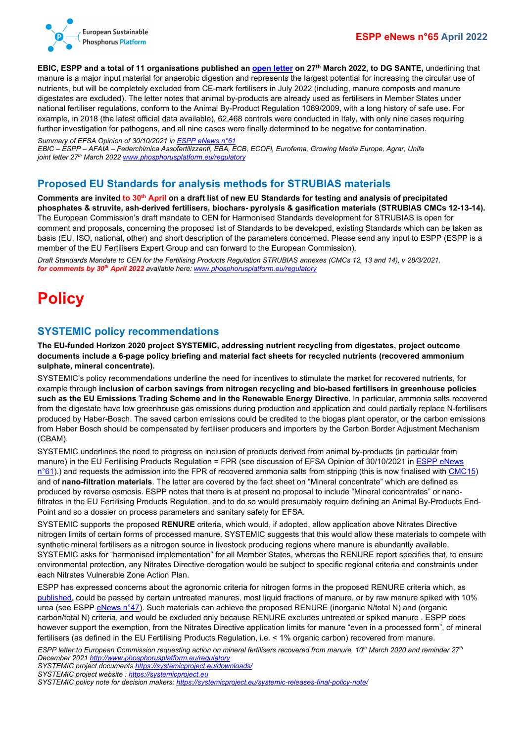**EBIC, ESPP and a total of 11 organisations published an open letter on 27th March 2022, to DG SANTE,** underlining that manure is a major input material for anaerobic digestion and represents the largest potential for increasing the circular use of nutrients, but will be completely excluded from CE-mark fertilisers in July 2022 (including, manure composts and manure digestates are excluded). The letter notes that animal by-products are already used as fertilisers in Member States under national fertiliser regulations, conform to the Animal By-Product Regulation 1069/2009, with a long history of safe use. For example, in 2018 (the latest official data available), 62,468 controls were conducted in Italy, with only nine cases requiring further investigation for pathogens, and all nine cases were finally determined to be negative for contamination.

*Summary of EFSA Opinion of 30/10/2021 in ESPP eNews n°61*
*EBIC – ESPP – AFAIA – Federchimica Assofertilizzanti, EBA, ECB, ECOFI, Eurofema, Growing Media Europe, Agrar, Unifa joint letter 27th March 2022 www.phosphorusplatform.eu/regulatory*

## Proposed EU Standards for analysis methods for STRUBIAS materials

**Comments are invited to 30th April on a draft list of new EU Standards for testing and analysis of precipitated phosphates & struvite, ash-derived fertilisers, biochars- pyrolysis & gasification materials (STRUBIAS CMCs 12-13-14).** The European Commission's draft mandate to CEN for Harmonised Standards development for STRUBIAS is open for comment and proposals, concerning the proposed list of Standards to be developed, existing Standards which can be taken as basis (EU, ISO, national, other) and short description of the parameters concerned. Please send any input to ESPP (ESPP is a member of the EU Fertilisers Expert Group and can forward to the European Commission).

*Draft Standards Mandate to CEN for the Fertilising Products Regulation STRUBIAS annexes (CMCs 12, 13 and 14), v 28/3/2021, **for comments by 30th April 2022** available here: www.phosphorusplatform.eu/regulatory*

# Policy

## SYSTEMIC policy recommendations

**The EU-funded Horizon 2020 project SYSTEMIC, addressing nutrient recycling from digestates, project outcome documents include a 6-page policy briefing and material fact sheets for recycled nutrients (recovered ammonium sulphate, mineral concentrate).**

SYSTEMIC's policy recommendations underline the need for incentives to stimulate the market for recovered nutrients, for example through **inclusion of carbon savings from nitrogen recycling and bio-based fertilisers in greenhouse policies such as the EU Emissions Trading Scheme and in the Renewable Energy Directive**. In particular, ammonia salts recovered from the digestate have low greenhouse gas emissions during production and application and could partially replace N-fertilisers produced by Haber-Bosch. The saved carbon emissions could be credited to the biogas plant operator, or the carbon emissions from Haber Bosch should be compensated by fertiliser producers and importers by the Carbon Border Adjustment Mechanism (CBAM).

SYSTEMIC underlines the need to progress on inclusion of products derived from animal by-products (in particular from manure) in the EU Fertilising Products Regulation = FPR (see discussion of EFSA Opinion of 30/10/2021 in ESPP eNews n°61).) and requests the admission into the FPR of recovered ammonia salts from stripping (this is now finalised with CMC15) and of **nano-filtration materials**. The latter are covered by the fact sheet on "Mineral concentrate" which are defined as produced by reverse osmosis. ESPP notes that there is at present no proposal to include "Mineral concentrates" or nano-filtrates in the EU Fertilising Products Regulation, and to do so would presumably require defining an Animal By-Products End-Point and so a dossier on process parameters and sanitary safety for EFSA.

SYSTEMIC supports the proposed **RENURE** criteria, which would, if adopted, allow application above Nitrates Directive nitrogen limits of certain forms of processed manure. SYSTEMIC suggests that this would allow these materials to compete with synthetic mineral fertilisers as a nitrogen source in livestock producing regions where manure is abundantly available. SYSTEMIC asks for "harmonised implementation" for all Member States, whereas the RENURE report specifies that, to ensure environmental protection, any Nitrates Directive derogation would be subject to specific regional criteria and constraints under each Nitrates Vulnerable Zone Action Plan.

ESPP has expressed concerns about the agronomic criteria for nitrogen forms in the proposed RENURE criteria which, as published, could be passed by certain untreated manures, most liquid fractions of manure, or by raw manure spiked with 10% urea (see ESPP eNews n°47). Such materials can achieve the proposed RENURE (inorganic N/total N) and (organic carbon/total N) criteria, and would be excluded only because RENURE excludes untreated or spiked manure . ESPP does however support the exemption, from the Nitrates Directive application limits for manure "even in a processed form", of mineral fertilisers (as defined in the EU Fertilising Products Regulation, i.e. < 1% organic carbon) recovered from manure.

*ESPP letter to European Commission requesting action on mineral fertilisers recovered from manure, 10th March 2020 and reminder 27th December 2021 http://www.phosphorusplatform.eu/regulatory*
*SYSTEMIC project documents https://systemicproject.eu/downloads/*
*SYSTEMIC project website : https://systemicproject.eu*
*SYSTEMIC policy note for decision makers: https://systemicproject.eu/systemic-releases-final-policy-note/*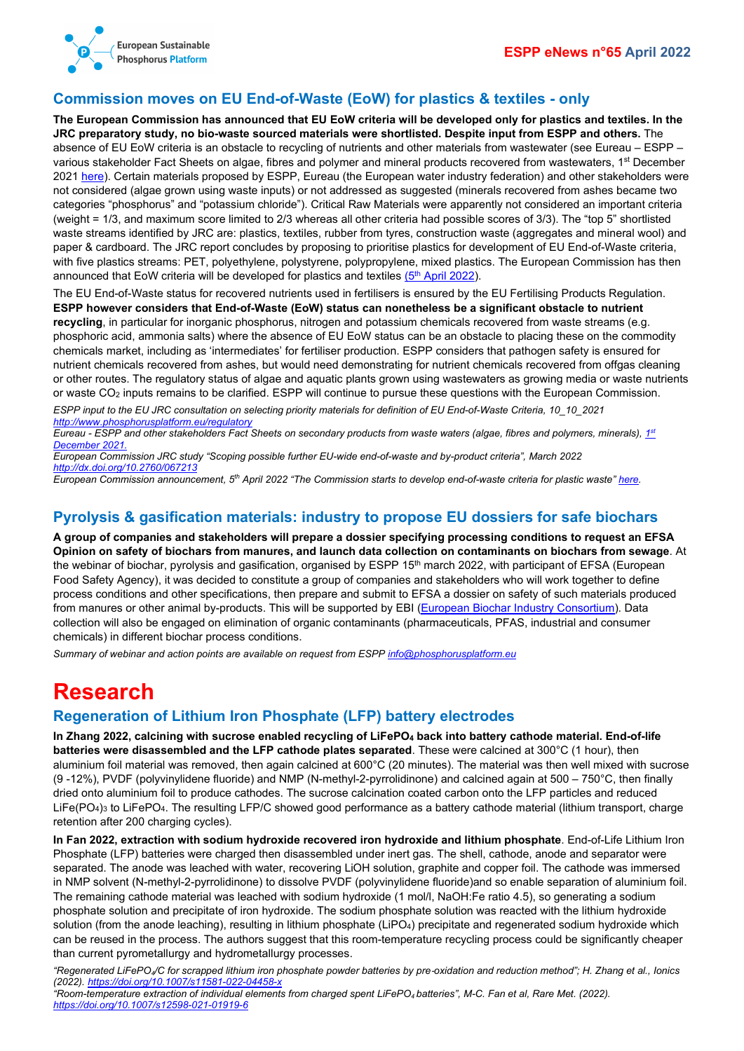## Commission moves on EU End-of-Waste (EoW) for plastics & textiles - only

**The European Commission has announced that EU EoW criteria will be developed only for plastics and textiles. In the JRC preparatory study, no bio-waste sourced materials were shortlisted. Despite input from ESPP and others.** The absence of EU EoW criteria is an obstacle to recycling of nutrients and other materials from wastewater (see Eureau – ESPP – various stakeholder Fact Sheets on algae, fibres and polymer and mineral products recovered from wastewaters, 1st December 2021 here). Certain materials proposed by ESPP, Eureau (the European water industry federation) and other stakeholders were not considered (algae grown using waste inputs) or not addressed as suggested (minerals recovered from ashes became two categories "phosphorus" and "potassium chloride"). Critical Raw Materials were apparently not considered an important criteria (weight = 1/3, and maximum score limited to 2/3 whereas all other criteria had possible scores of 3/3). The "top 5" shortlisted waste streams identified by JRC are: plastics, textiles, rubber from tyres, construction waste (aggregates and mineral wool) and paper & cardboard. The JRC report concludes by proposing to prioritise plastics for development of EU End-of-Waste criteria, with five plastics streams: PET, polyethylene, polystyrene, polypropylene, mixed plastics. The European Commission has then announced that EoW criteria will be developed for plastics and textiles (5th April 2022).

The EU End-of-Waste status for recovered nutrients used in fertilisers is ensured by the EU Fertilising Products Regulation. **ESPP however considers that End-of-Waste (EoW) status can nonetheless be a significant obstacle to nutrient recycling**, in particular for inorganic phosphorus, nitrogen and potassium chemicals recovered from waste streams (e.g. phosphoric acid, ammonia salts) where the absence of EU EoW status can be an obstacle to placing these on the commodity chemicals market, including as 'intermediates' for fertiliser production. ESPP considers that pathogen safety is ensured for nutrient chemicals recovered from ashes, but would need demonstrating for nutrient chemicals recovered from offgas cleaning or other routes. The regulatory status of algae and aquatic plants grown using wastewaters as growing media or waste nutrients or waste $CO_2$ inputs remains to be clarified. ESPP will continue to pursue these questions with the European Commission.

*ESPP input to the EU JRC consultation on selecting priority materials for definition of EU End-of-Waste Criteria, 10_10_2021 http://www.phosphorusplatform.eu/regulatory*

*Eureau - ESPP and other stakeholders Fact Sheets on secondary products from waste waters (algae, fibres and polymers, minerals), 1st December 2021.*

*European Commission JRC study "Scoping possible further EU-wide end-of-waste and by-product criteria", March 2022 http://dx.doi.org/10.2760/067213*

*European Commission announcement, 5th April 2022 "The Commission starts to develop end-of-waste criteria for plastic waste" here.*

## Pyrolysis & gasification materials: industry to propose EU dossiers for safe biochars

**A group of companies and stakeholders will prepare a dossier specifying processing conditions to request an EFSA Opinion on safety of biochars from manures, and launch data collection on contaminants on biochars from sewage**. At the webinar of biochar, pyrolysis and gasification, organised by ESPP 15th march 2022, with participant of EFSA (European Food Safety Agency), it was decided to constitute a group of companies and stakeholders who will work together to define process conditions and other specifications, then prepare and submit to EFSA a dossier on safety of such materials produced from manures or other animal by-products. This will be supported by EBI (European Biochar Industry Consortium). Data collection will also be engaged on elimination of organic contaminants (pharmaceuticals, PFAS, industrial and consumer chemicals) in different biochar process conditions.

*Summary of webinar and action points are available on request from ESPP info@phosphorusplatform.eu*

# Research

## Regeneration of Lithium Iron Phosphate (LFP) battery electrodes

**In Zhang 2022, calcining with sucrose enabled recycling of $LiFePO_4$ back into battery cathode material. End-of-life batteries were disassembled and the LFP cathode plates separated**. These were calcined at 300°C (1 hour), then aluminium foil material was removed, then again calcined at 600°C (20 minutes). The material was then well mixed with sucrose (9 -12%), PVDF (polyvinylidene fluoride) and NMP (N-methyl-2-pyrrolidinone) and calcined again at 500 – 750°C, then finally dried onto aluminium foil to produce cathodes. The sucrose calcination coated carbon onto the LFP particles and reduced $LiFe(PO_4)_3$ to $LiFePO_4$. The resulting LFP/C showed good performance as a battery cathode material (lithium transport, charge retention after 200 charging cycles).

**In Fan 2022, extraction with sodium hydroxide recovered iron hydroxide and lithium phosphate**. End-of-Life Lithium Iron Phosphate (LFP) batteries were charged then disassembled under inert gas. The shell, cathode, anode and separator were separated. The anode was leached with water, recovering LiOH solution, graphite and copper foil. The cathode was immersed in NMP solvent (N-methyl-2-pyrrolidinone) to dissolve PVDF (polyvinylidene fluoride)and so enable separation of aluminium foil. The remaining cathode material was leached with sodium hydroxide (1 mol/l, NaOH:Fe ratio 4.5), so generating a sodium phosphate solution and precipitate of iron hydroxide. The sodium phosphate solution was reacted with the lithium hydroxide solution (from the anode leaching), resulting in lithium phosphate ($LiPO_4$) precipitate and regenerated sodium hydroxide which can be reused in the process. The authors suggest that this room-temperature recycling process could be significantly cheaper than current pyrometallurgy and hydrometallurgy processes.

*"Regenerated $LiFePO_4$/C for scrapped lithium iron phosphate powder batteries by pre-oxidation and reduction method"; H. Zhang et al., Ionics (2022). https://doi.org/10.1007/s11581-022-04458-x*

*"Room-temperature extraction of individual elements from charged spent $LiFePO_4$ batteries", M-C. Fan et al, Rare Met. (2022). https://doi.org/10.1007/s12598-021-01919-6*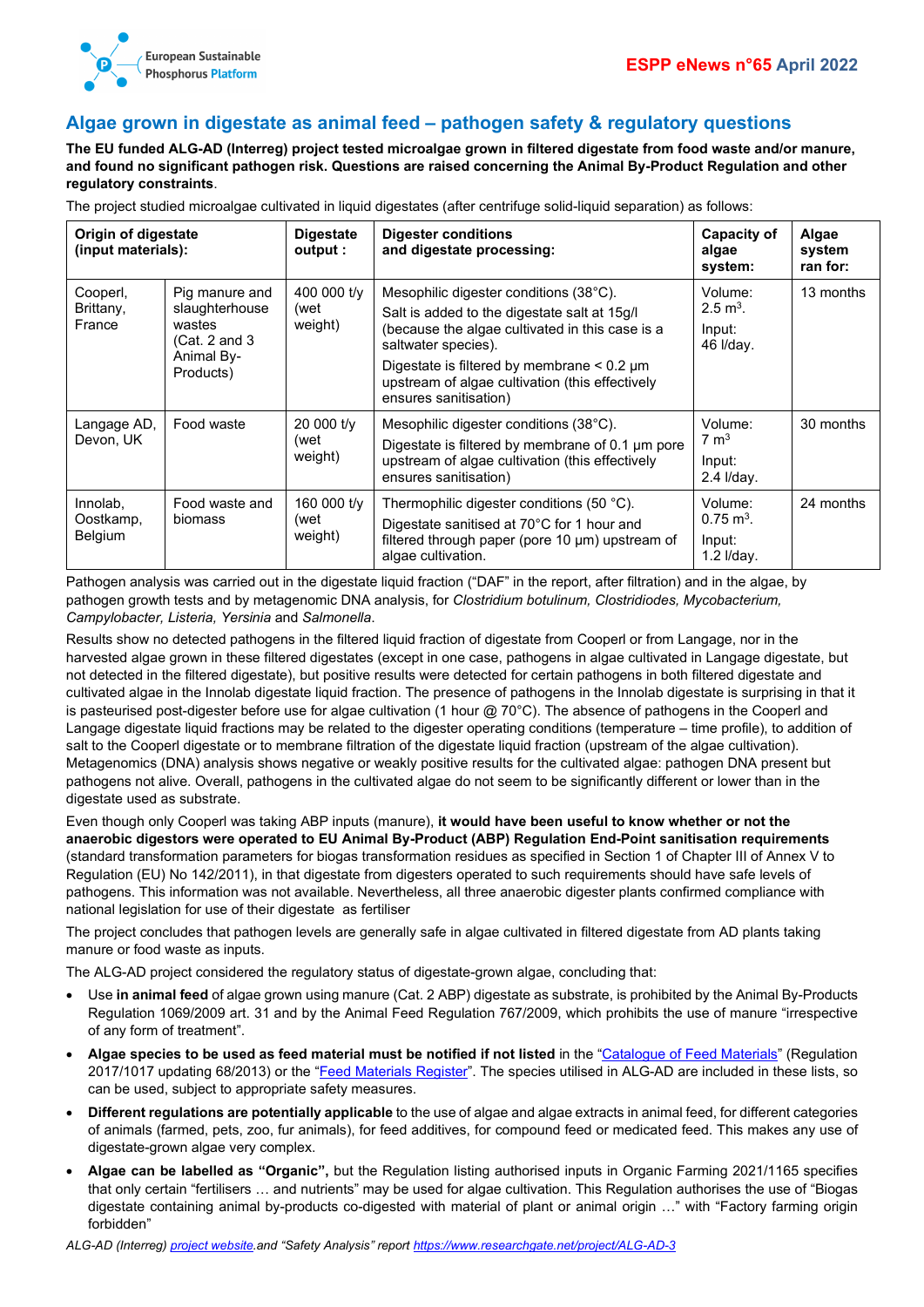## Algae grown in digestate as animal feed – pathogen safety & regulatory questions

**The EU funded ALG-AD (Interreg) project tested microalgae grown in filtered digestate from food waste and/or manure, and found no significant pathogen risk. Questions are raised concerning the Animal By-Product Regulation and other regulatory constraints**.

The project studied microalgae cultivated in liquid digestates (after centrifuge solid-liquid separation) as follows:

| Origin of digestate (input materials): | | Digestate output : | Digester conditions and digestate processing: | Capacity of algae system: | Algae system ran for: |
|---|---|---|---|---|---|
| Cooperl, Brittany, France | Pig manure and slaughterhouse wastes (Cat. 2 and 3 Animal By-Products) | 400 000 t/y (wet weight) | Mesophilic digester conditions (38°C). Salt is added to the digestate salt at 15g/l (because the algae cultivated in this case is a saltwater species). Digestate is filtered by membrane < 0.2 µm upstream of algae cultivation (this effectively ensures sanitisation) | Volume: 2.5 $m^3$. Input: 46 l/day. | 13 months |
| Langage AD, Devon, UK | Food waste | 20 000 t/y (wet weight) | Mesophilic digester conditions (38°C). Digestate is filtered by membrane of 0.1 µm pore upstream of algae cultivation (this effectively ensures sanitisation) | Volume: 7 $m^3$ Input: 2.4 l/day. | 30 months |
| Innolab, Oostkamp, Belgium | Food waste and biomass | 160 000 t/y (wet weight) | Thermophilic digester conditions (50 °C). Digestate sanitised at 70°C for 1 hour and filtered through paper (pore 10 µm) upstream of algae cultivation. | Volume: 0.75 $m^3$. Input: 1.2 l/day. | 24 months |

Pathogen analysis was carried out in the digestate liquid fraction ("DAF" in the report, after filtration) and in the algae, by pathogen growth tests and by metagenomic DNA analysis, for *Clostridium botulinum, Clostridiodes, Mycobacterium, Campylobacter, Listeria, Yersinia* and *Salmonella*.

Results show no detected pathogens in the filtered liquid fraction of digestate from Cooperl or from Langage, nor in the harvested algae grown in these filtered digestates (except in one case, pathogens in algae cultivated in Langage digestate, but not detected in the filtered digestate), but positive results were detected for certain pathogens in both filtered digestate and cultivated algae in the Innolab digestate liquid fraction. The presence of pathogens in the Innolab digestate is surprising in that it is pasteurised post-digester before use for algae cultivation (1 hour @ 70°C). The absence of pathogens in the Cooperl and Langage digestate liquid fractions may be related to the digester operating conditions (temperature – time profile), to addition of salt to the Cooperl digestate or to membrane filtration of the digestate liquid fraction (upstream of the algae cultivation). Metagenomics (DNA) analysis shows negative or weakly positive results for the cultivated algae: pathogen DNA present but pathogens not alive. Overall, pathogens in the cultivated algae do not seem to be significantly different or lower than in the digestate used as substrate.

Even though only Cooperl was taking ABP inputs (manure), **it would have been useful to know whether or not the anaerobic digestors were operated to EU Animal By-Product (ABP) Regulation End-Point sanitisation requirements** (standard transformation parameters for biogas transformation residues as specified in Section 1 of Chapter III of Annex V to Regulation (EU) No 142/2011), in that digestate from digesters operated to such requirements should have safe levels of pathogens. This information was not available. Nevertheless, all three anaerobic digester plants confirmed compliance with national legislation for use of their digestate as fertiliser

The project concludes that pathogen levels are generally safe in algae cultivated in filtered digestate from AD plants taking manure or food waste as inputs.

The ALG-AD project considered the regulatory status of digestate-grown algae, concluding that:

- Use **in animal feed** of algae grown using manure (Cat. 2 ABP) digestate as substrate, is prohibited by the Animal By-Products Regulation 1069/2009 art. 31 and by the Animal Feed Regulation 767/2009, which prohibits the use of manure "irrespective of any form of treatment".
- **Algae species to be used as feed material must be notified if not listed** in the "Catalogue of Feed Materials" (Regulation 2017/1017 updating 68/2013) or the "Feed Materials Register". The species utilised in ALG-AD are included in these lists, so can be used, subject to appropriate safety measures.
- **Different regulations are potentially applicable** to the use of algae and algae extracts in animal feed, for different categories of animals (farmed, pets, zoo, fur animals), for feed additives, for compound feed or medicated feed. This makes any use of digestate-grown algae very complex.
- **Algae can be labelled as "Organic",** but the Regulation listing authorised inputs in Organic Farming 2021/1165 specifies that only certain "fertilisers … and nutrients" may be used for algae cultivation. This Regulation authorises the use of "Biogas digestate containing animal by-products co-digested with material of plant or animal origin …" with "Factory farming origin forbidden"

*ALG-AD (Interreg) project website.and "Safety Analysis" report https://www.researchgate.net/project/ALG-AD-3*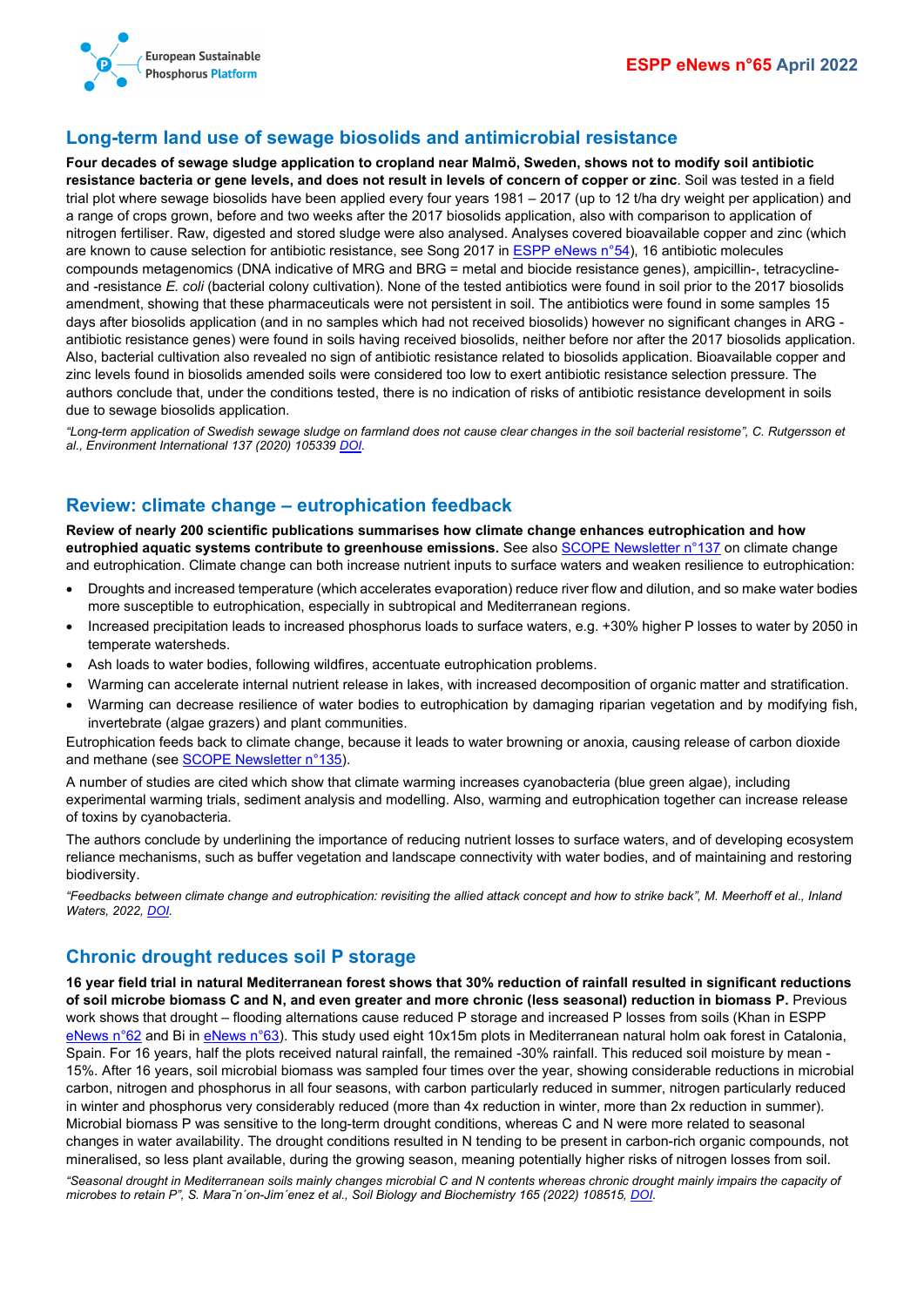## Long-term land use of sewage biosolids and antimicrobial resistance

**Four decades of sewage sludge application to cropland near Malmö, Sweden, shows not to modify soil antibiotic resistance bacteria or gene levels, and does not result in levels of concern of copper or zinc**. Soil was tested in a field trial plot where sewage biosolids have been applied every four years 1981 – 2017 (up to 12 t/ha dry weight per application) and a range of crops grown, before and two weeks after the 2017 biosolids application, also with comparison to application of nitrogen fertiliser. Raw, digested and stored sludge were also analysed. Analyses covered bioavailable copper and zinc (which are known to cause selection for antibiotic resistance, see Song 2017 in ESPP eNews n°54), 16 antibiotic molecules compounds metagenomics (DNA indicative of MRG and BRG = metal and biocide resistance genes), ampicillin-, tetracycline- and -resistance *E. coli* (bacterial colony cultivation). None of the tested antibiotics were found in soil prior to the 2017 biosolids amendment, showing that these pharmaceuticals were not persistent in soil. The antibiotics were found in some samples 15 days after biosolids application (and in no samples which had not received biosolids) however no significant changes in ARG - antibiotic resistance genes) were found in soils having received biosolids, neither before nor after the 2017 biosolids application. Also, bacterial cultivation also revealed no sign of antibiotic resistance related to biosolids application. Bioavailable copper and zinc levels found in biosolids amended soils were considered too low to exert antibiotic resistance selection pressure. The authors conclude that, under the conditions tested, there is no indication of risks of antibiotic resistance development in soils due to sewage biosolids application.

*"Long-term application of Swedish sewage sludge on farmland does not cause clear changes in the soil bacterial resistome", C. Rutgersson et al., Environment International 137 (2020) 105339 DOI.*

## Review: climate change – eutrophication feedback

**Review of nearly 200 scientific publications summarises how climate change enhances eutrophication and how eutrophied aquatic systems contribute to greenhouse emissions.** See also SCOPE Newsletter n°137 on climate change and eutrophication. Climate change can both increase nutrient inputs to surface waters and weaken resilience to eutrophication:

- Droughts and increased temperature (which accelerates evaporation) reduce river flow and dilution, and so make water bodies more susceptible to eutrophication, especially in subtropical and Mediterranean regions.
- Increased precipitation leads to increased phosphorus loads to surface waters, e.g. +30% higher P losses to water by 2050 in temperate watersheds.
- Ash loads to water bodies, following wildfires, accentuate eutrophication problems.
- Warming can accelerate internal nutrient release in lakes, with increased decomposition of organic matter and stratification.
- Warming can decrease resilience of water bodies to eutrophication by damaging riparian vegetation and by modifying fish, invertebrate (algae grazers) and plant communities.

Eutrophication feeds back to climate change, because it leads to water browning or anoxia, causing release of carbon dioxide and methane (see SCOPE Newsletter n°135).

A number of studies are cited which show that climate warming increases cyanobacteria (blue green algae), including experimental warming trials, sediment analysis and modelling. Also, warming and eutrophication together can increase release of toxins by cyanobacteria.

The authors conclude by underlining the importance of reducing nutrient losses to surface waters, and of developing ecosystem reliance mechanisms, such as buffer vegetation and landscape connectivity with water bodies, and of maintaining and restoring biodiversity.

*"Feedbacks between climate change and eutrophication: revisiting the allied attack concept and how to strike back", M. Meerhoff et al., Inland Waters, 2022, DOI.*

## Chronic drought reduces soil P storage

**16 year field trial in natural Mediterranean forest shows that 30% reduction of rainfall resulted in significant reductions of soil microbe biomass C and N, and even greater and more chronic (less seasonal) reduction in biomass P.** Previous work shows that drought – flooding alternations cause reduced P storage and increased P losses from soils (Khan in ESPP eNews n°62 and Bi in eNews n°63). This study used eight 10x15m plots in Mediterranean natural holm oak forest in Catalonia, Spain. For 16 years, half the plots received natural rainfall, the remained -30% rainfall. This reduced soil moisture by mean -15%. After 16 years, soil microbial biomass was sampled four times over the year, showing considerable reductions in microbial carbon, nitrogen and phosphorus in all four seasons, with carbon particularly reduced in summer, nitrogen particularly reduced in winter and phosphorus very considerably reduced (more than 4x reduction in winter, more than 2x reduction in summer). Microbial biomass P was sensitive to the long-term drought conditions, whereas C and N were more related to seasonal changes in water availability. The drought conditions resulted in N tending to be present in carbon-rich organic compounds, not mineralised, so less plant available, during the growing season, meaning potentially higher risks of nitrogen losses from soil.

*"Seasonal drought in Mediterranean soils mainly changes microbial C and N contents whereas chronic drought mainly impairs the capacity of microbes to retain P", S. Mara˜n´on-Jim´enez et al., Soil Biology and Biochemistry 165 (2022) 108515, DOI.*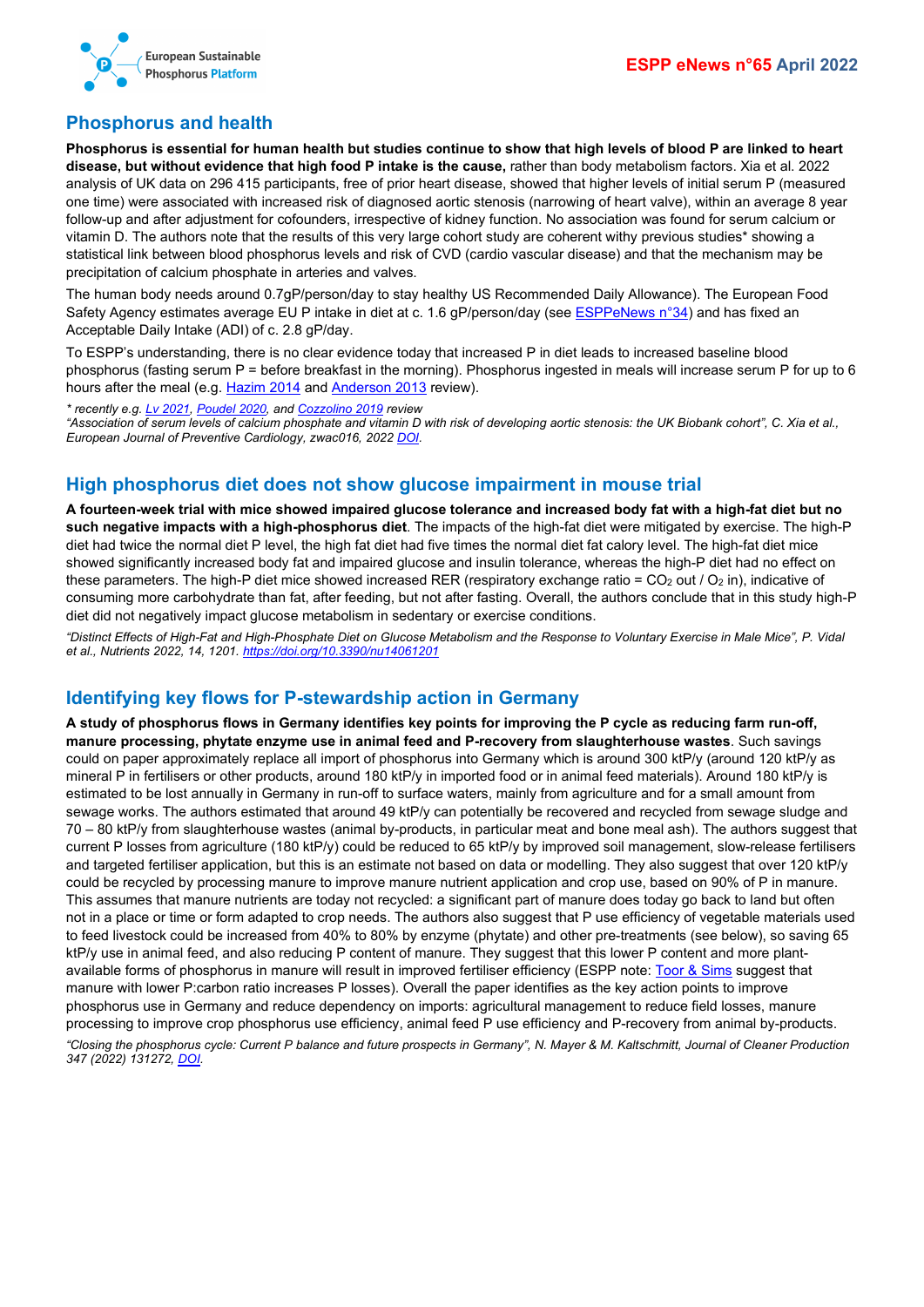## Phosphorus and health

**Phosphorus is essential for human health but studies continue to show that high levels of blood P are linked to heart disease, but without evidence that high food P intake is the cause,** rather than body metabolism factors. Xia et al. 2022 analysis of UK data on 296 415 participants, free of prior heart disease, showed that higher levels of initial serum P (measured one time) were associated with increased risk of diagnosed aortic stenosis (narrowing of heart valve), within an average 8 year follow-up and after adjustment for cofounders, irrespective of kidney function. No association was found for serum calcium or vitamin D. The authors note that the results of this very large cohort study are coherent withy previous studies* showing a statistical link between blood phosphorus levels and risk of CVD (cardio vascular disease) and that the mechanism may be precipitation of calcium phosphate in arteries and valves.

The human body needs around 0.7gP/person/day to stay healthy US Recommended Daily Allowance). The European Food Safety Agency estimates average EU P intake in diet at c. 1.6 gP/person/day (see ESPPeNews n°34) and has fixed an Acceptable Daily Intake (ADI) of c. 2.8 gP/day.

To ESPP's understanding, there is no clear evidence today that increased P in diet leads to increased baseline blood phosphorus (fasting serum P = before breakfast in the morning). Phosphorus ingested in meals will increase serum P for up to 6 hours after the meal (e.g. Hazim 2014 and Anderson 2013 review).

*\* recently e.g. Lv 2021, Poudel 2020, and Cozzolino 2019 review*
*"Association of serum levels of calcium phosphate and vitamin D with risk of developing aortic stenosis: the UK Biobank cohort", C. Xia et al., European Journal of Preventive Cardiology, zwac016, 2022 DOI.*

## High phosphorus diet does not show glucose impairment in mouse trial

**A fourteen-week trial with mice showed impaired glucose tolerance and increased body fat with a high-fat diet but no such negative impacts with a high-phosphorus diet**. The impacts of the high-fat diet were mitigated by exercise. The high-P diet had twice the normal diet P level, the high fat diet had five times the normal diet fat calory level. The high-fat diet mice showed significantly increased body fat and impaired glucose and insulin tolerance, whereas the high-P diet had no effect on these parameters. The high-P diet mice showed increased RER (respiratory exchange ratio = $CO_2$ out / $O_2$ in), indicative of consuming more carbohydrate than fat, after feeding, but not after fasting. Overall, the authors conclude that in this study high-P diet did not negatively impact glucose metabolism in sedentary or exercise conditions.

*"Distinct Effects of High-Fat and High-Phosphate Diet on Glucose Metabolism and the Response to Voluntary Exercise in Male Mice", P. Vidal et al., Nutrients 2022, 14, 1201. https://doi.org/10.3390/nu14061201*

## Identifying key flows for P-stewardship action in Germany

**A study of phosphorus flows in Germany identifies key points for improving the P cycle as reducing farm run-off, manure processing, phytate enzyme use in animal feed and P-recovery from slaughterhouse wastes**. Such savings could on paper approximately replace all import of phosphorus into Germany which is around 300 ktP/y (around 120 ktP/y as mineral P in fertilisers or other products, around 180 ktP/y in imported food or in animal feed materials). Around 180 ktP/y is estimated to be lost annually in Germany in run-off to surface waters, mainly from agriculture and for a small amount from sewage works. The authors estimated that around 49 ktP/y can potentially be recovered and recycled from sewage sludge and 70 – 80 ktP/y from slaughterhouse wastes (animal by-products, in particular meat and bone meal ash). The authors suggest that current P losses from agriculture (180 ktP/y) could be reduced to 65 ktP/y by improved soil management, slow-release fertilisers and targeted fertiliser application, but this is an estimate not based on data or modelling. They also suggest that over 120 ktP/y could be recycled by processing manure to improve manure nutrient application and crop use, based on 90% of P in manure. This assumes that manure nutrients are today not recycled: a significant part of manure does today go back to land but often not in a place or time or form adapted to crop needs. The authors also suggest that P use efficiency of vegetable materials used to feed livestock could be increased from 40% to 80% by enzyme (phytate) and other pre-treatments (see below), so saving 65 ktP/y use in animal feed, and also reducing P content of manure. They suggest that this lower P content and more plant-available forms of phosphorus in manure will result in improved fertiliser efficiency (ESPP note: Toor & Sims suggest that manure with lower P:carbon ratio increases P losses). Overall the paper identifies as the key action points to improve phosphorus use in Germany and reduce dependency on imports: agricultural management to reduce field losses, manure processing to improve crop phosphorus use efficiency, animal feed P use efficiency and P-recovery from animal by-products.

*"Closing the phosphorus cycle: Current P balance and future prospects in Germany", N. Mayer & M. Kaltschmitt, Journal of Cleaner Production 347 (2022) 131272, DOI.*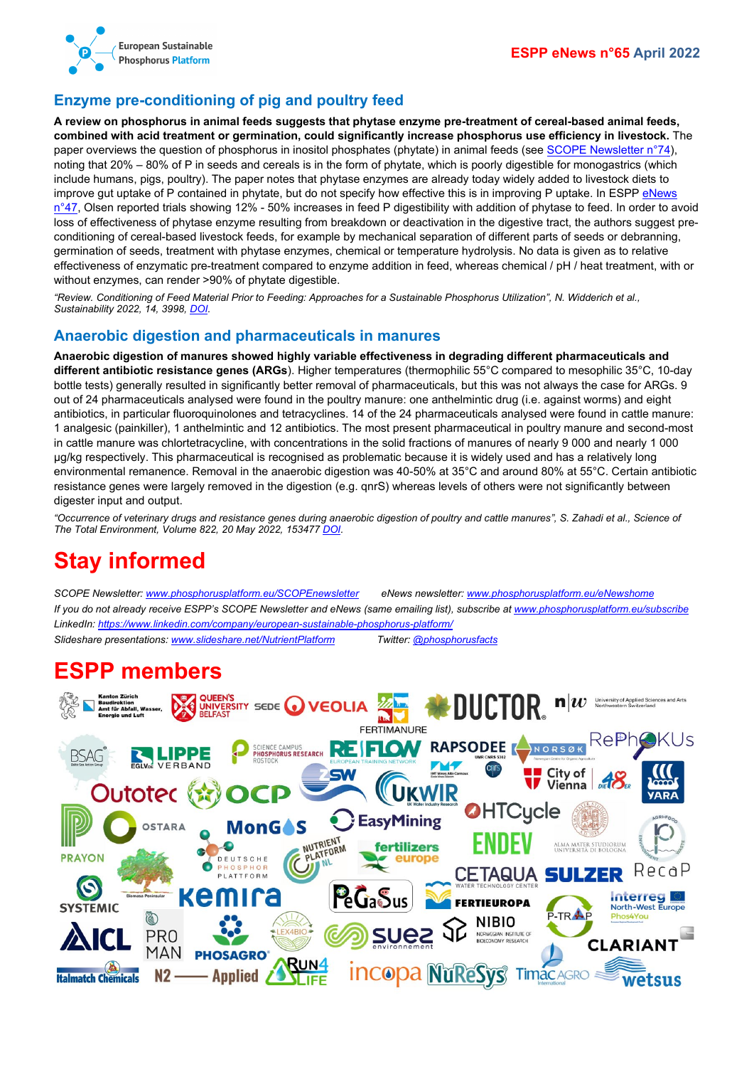## Enzyme pre-conditioning of pig and poultry feed

**A review on phosphorus in animal feeds suggests that phytase enzyme pre-treatment of cereal-based animal feeds, combined with acid treatment or germination, could significantly increase phosphorus use efficiency in livestock.** The paper overviews the question of phosphorus in inositol phosphates (phytate) in animal feeds (see SCOPE Newsletter n°74), noting that 20% – 80% of P in seeds and cereals is in the form of phytate, which is poorly digestible for monogastrics (which include humans, pigs, poultry). The paper notes that phytase enzymes are already today widely added to livestock diets to improve gut uptake of P contained in phytate, but do not specify how effective this is in improving P uptake. In ESPP eNews n°47, Olsen reported trials showing 12% - 50% increases in feed P digestibility with addition of phytase to feed. In order to avoid loss of effectiveness of phytase enzyme resulting from breakdown or deactivation in the digestive tract, the authors suggest pre-conditioning of cereal-based livestock feeds, for example by mechanical separation of different parts of seeds or debranning, germination of seeds, treatment with phytase enzymes, chemical or temperature hydrolysis. No data is given as to relative effectiveness of enzymatic pre-treatment compared to enzyme addition in feed, whereas chemical / pH / heat treatment, with or without enzymes, can render >90% of phytate digestible.

*"Review. Conditioning of Feed Material Prior to Feeding: Approaches for a Sustainable Phosphorus Utilization", N. Widderich et al., Sustainability 2022, 14, 3998, DOI.*

## Anaerobic digestion and pharmaceuticals in manures

**Anaerobic digestion of manures showed highly variable effectiveness in degrading different pharmaceuticals and different antibiotic resistance genes (ARGs)**. Higher temperatures (thermophilic 55°C compared to mesophilic 35°C, 10-day bottle tests) generally resulted in significantly better removal of pharmaceuticals, but this was not always the case for ARGs. 9 out of 24 pharmaceuticals analysed were found in the poultry manure: one anthelmintic drug (i.e. against worms) and eight antibiotics, in particular fluoroquinolones and tetracyclines. 14 of the 24 pharmaceuticals analysed were found in cattle manure: 1 analgesic (painkiller), 1 anthelmintic and 12 antibiotics. The most present pharmaceutical in poultry manure and second-most in cattle manure was chlortetracycline, with concentrations in the solid fractions of manures of nearly 9 000 and nearly 1 000 µg/kg respectively. This pharmaceutical is recognised as problematic because it is widely used and has a relatively long environmental remanence. Removal in the anaerobic digestion was 40-50% at 35°C and around 80% at 55°C. Certain antibiotic resistance genes were largely removed in the digestion (e.g. qnrS) whereas levels of others were not significantly between digester input and output.

*"Occurrence of veterinary drugs and resistance genes during anaerobic digestion of poultry and cattle manures", S. Zahadi et al., Science of The Total Environment, Volume 822, 20 May 2022, 153477 DOI.*

# Stay informed

*SCOPE Newsletter: www.phosphorusplatform.eu/SCOPEnewsletter* *eNews newsletter: www.phosphorusplatform.eu/eNewshome*
*If you do not already receive ESPP's SCOPE Newsletter and eNews (same emailing list), subscribe at www.phosphorusplatform.eu/subscribe*
*LinkedIn: https://www.linkedin.com/company/european-sustainable-phosphorus-platform/*
*Slideshare presentations: www.slideshare.net/NutrientPlatform* *Twitter: @phosphorusfacts*

# ESPP members